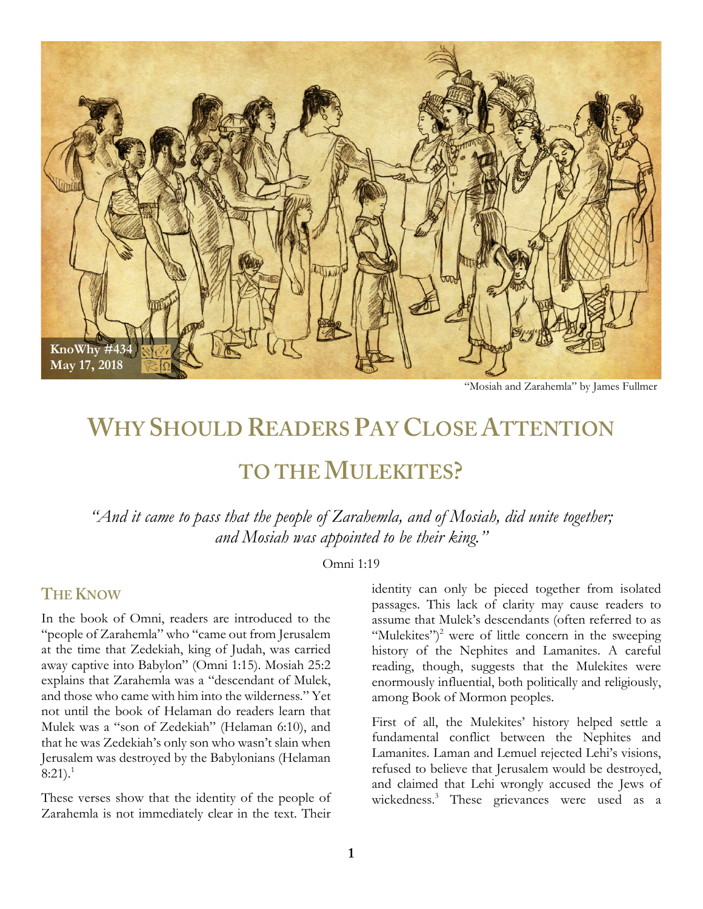KnoWhy #434
May 17, 2018

"Mosiah and Zarahemla" by James Fullmer

# Why Should Readers Pay Close Attention to the Mulekites?

*"And it came to pass that the people of Zarahemla, and of Mosiah, did unite together; and Mosiah was appointed to be their king."*

Omni 1:19

## The Know

In the book of Omni, readers are introduced to the "people of Zarahemla" who "came out from Jerusalem at the time that Zedekiah, king of Judah, was carried away captive into Babylon" (Omni 1:15). Mosiah 25:2 explains that Zarahemla was a "descendant of Mulek, and those who came with him into the wilderness." Yet not until the book of Helaman do readers learn that Mulek was a "son of Zedekiah" (Helaman 6:10), and that he was Zedekiah's only son who wasn't slain when Jerusalem was destroyed by the Babylonians (Helaman 8:21).[1]

These verses show that the identity of the people of Zarahemla is not immediately clear in the text. Their identity can only be pieced together from isolated passages. This lack of clarity may cause readers to assume that Mulek's descendants (often referred to as "Mulekites")[2] were of little concern in the sweeping history of the Nephites and Lamanites. A careful reading, though, suggests that the Mulekites were enormously influential, both politically and religiously, among Book of Mormon peoples.

First of all, the Mulekites' history helped settle a fundamental conflict between the Nephites and Lamanites. Laman and Lemuel rejected Lehi's visions, refused to believe that Jerusalem would be destroyed, and claimed that Lehi wrongly accused the Jews of wickedness.[3] These grievances were used as a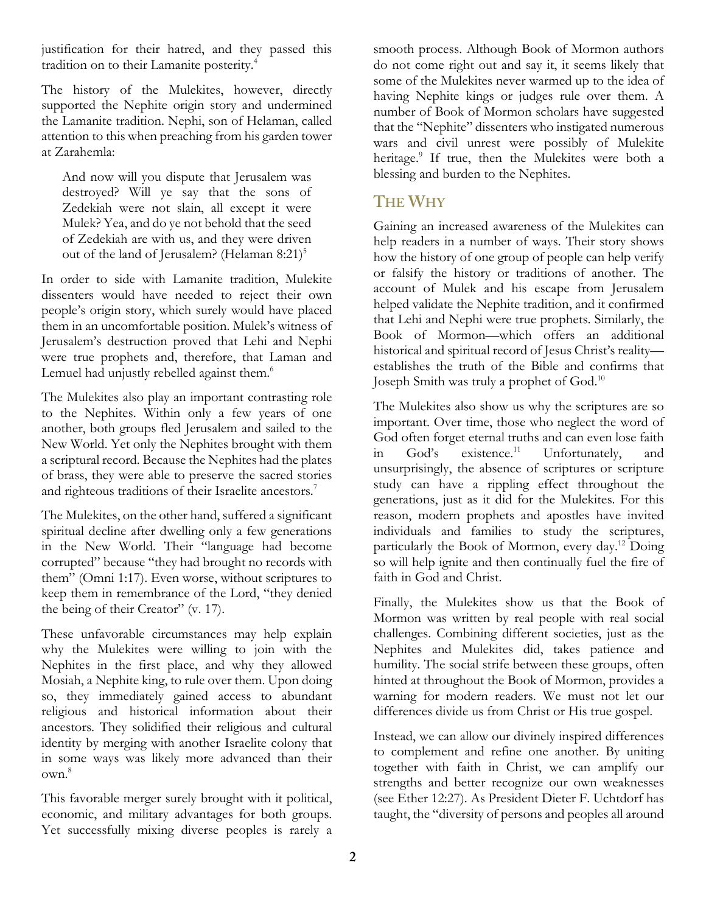justification for their hatred, and they passed this tradition on to their Lamanite posterity.[4]

The history of the Mulekites, however, directly supported the Nephite origin story and undermined the Lamanite tradition. Nephi, son of Helaman, called attention to this when preaching from his garden tower at Zarahemla:

> And now will you dispute that Jerusalem was destroyed? Will ye say that the sons of Zedekiah were not slain, all except it were Mulek? Yea, and do ye not behold that the seed of Zedekiah are with us, and they were driven out of the land of Jerusalem? (Helaman 8:21)[5]

In order to side with Lamanite tradition, Mulekite dissenters would have needed to reject their own people's origin story, which surely would have placed them in an uncomfortable position. Mulek's witness of Jerusalem's destruction proved that Lehi and Nephi were true prophets and, therefore, that Laman and Lemuel had unjustly rebelled against them.[6]

The Mulekites also play an important contrasting role to the Nephites. Within only a few years of one another, both groups fled Jerusalem and sailed to the New World. Yet only the Nephites brought with them a scriptural record. Because the Nephites had the plates of brass, they were able to preserve the sacred stories and righteous traditions of their Israelite ancestors.[7]

The Mulekites, on the other hand, suffered a significant spiritual decline after dwelling only a few generations in the New World. Their "language had become corrupted" because "they had brought no records with them" (Omni 1:17). Even worse, without scriptures to keep them in remembrance of the Lord, "they denied the being of their Creator" (v. 17).

These unfavorable circumstances may help explain why the Mulekites were willing to join with the Nephites in the first place, and why they allowed Mosiah, a Nephite king, to rule over them. Upon doing so, they immediately gained access to abundant religious and historical information about their ancestors. They solidified their religious and cultural identity by merging with another Israelite colony that in some ways was likely more advanced than their own.[8]

This favorable merger surely brought with it political, economic, and military advantages for both groups. Yet successfully mixing diverse peoples is rarely a smooth process. Although Book of Mormon authors do not come right out and say it, it seems likely that some of the Mulekites never warmed up to the idea of having Nephite kings or judges rule over them. A number of Book of Mormon scholars have suggested that the "Nephite" dissenters who instigated numerous wars and civil unrest were possibly of Mulekite heritage.[9] If true, then the Mulekites were both a blessing and burden to the Nephites.

## The Why

Gaining an increased awareness of the Mulekites can help readers in a number of ways. Their story shows how the history of one group of people can help verify or falsify the history or traditions of another. The account of Mulek and his escape from Jerusalem helped validate the Nephite tradition, and it confirmed that Lehi and Nephi were true prophets. Similarly, the Book of Mormon—which offers an additional historical and spiritual record of Jesus Christ's reality—establishes the truth of the Bible and confirms that Joseph Smith was truly a prophet of God.[10]

The Mulekites also show us why the scriptures are so important. Over time, those who neglect the word of God often forget eternal truths and can even lose faith in God's existence.[11] Unfortunately, and unsurprisingly, the absence of scriptures or scripture study can have a rippling effect throughout the generations, just as it did for the Mulekites. For this reason, modern prophets and apostles have invited individuals and families to study the scriptures, particularly the Book of Mormon, every day.[12] Doing so will help ignite and then continually fuel the fire of faith in God and Christ.

Finally, the Mulekites show us that the Book of Mormon was written by real people with real social challenges. Combining different societies, just as the Nephites and Mulekites did, takes patience and humility. The social strife between these groups, often hinted at throughout the Book of Mormon, provides a warning for modern readers. We must not let our differences divide us from Christ or His true gospel.

Instead, we can allow our divinely inspired differences to complement and refine one another. By uniting together with faith in Christ, we can amplify our strengths and better recognize our own weaknesses (see Ether 12:27). As President Dieter F. Uchtdorf has taught, the "diversity of persons and peoples all around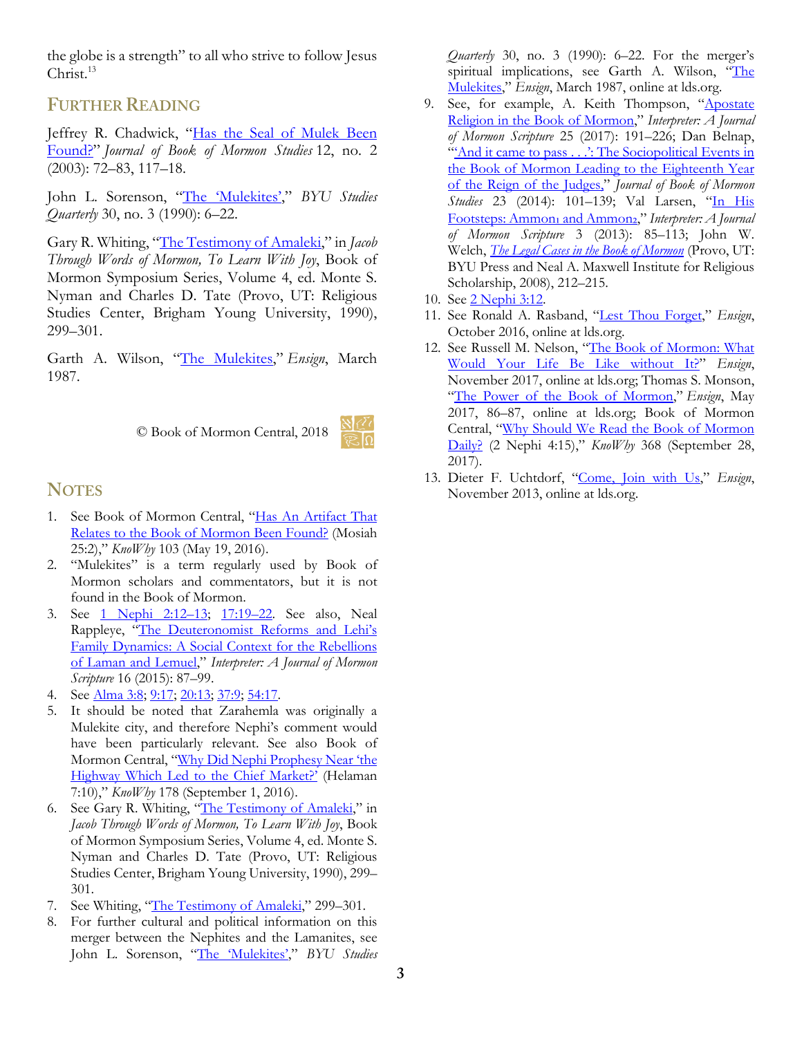the globe is a strength" to all who strive to follow Jesus Christ.[13]

## Further Reading

Jeffrey R. Chadwick, "Has the Seal of Mulek Been Found?" *Journal of Book of Mormon Studies* 12, no. 2 (2003): 72–83, 117–18.

John L. Sorenson, "The 'Mulekites'," *BYU Studies Quarterly* 30, no. 3 (1990): 6–22.

Gary R. Whiting, "The Testimony of Amaleki," in *Jacob Through Words of Mormon, To Learn With Joy*, Book of Mormon Symposium Series, Volume 4, ed. Monte S. Nyman and Charles D. Tate (Provo, UT: Religious Studies Center, Brigham Young University, 1990), 299–301.

Garth A. Wilson, "The Mulekites," *Ensign*, March 1987.

© Book of Mormon Central, 2018

## Notes

1. See Book of Mormon Central, "Has An Artifact That Relates to the Book of Mormon Been Found? (Mosiah 25:2)," *KnoWhy* 103 (May 19, 2016).
2. "Mulekites" is a term regularly used by Book of Mormon scholars and commentators, but it is not found in the Book of Mormon.
3. See 1 Nephi 2:12–13; 17:19–22. See also, Neal Rappleye, "The Deuteronomist Reforms and Lehi's Family Dynamics: A Social Context for the Rebellions of Laman and Lemuel," *Interpreter: A Journal of Mormon Scripture* 16 (2015): 87–99.
4. See Alma 3:8; 9:17; 20:13; 37:9; 54:17.
5. It should be noted that Zarahemla was originally a Mulekite city, and therefore Nephi's comment would have been particularly relevant. See also Book of Mormon Central, "Why Did Nephi Prophesy Near 'the Highway Which Led to the Chief Market?' (Helaman 7:10)," *KnoWhy* 178 (September 1, 2016).
6. See Gary R. Whiting, "The Testimony of Amaleki," in *Jacob Through Words of Mormon, To Learn With Joy*, Book of Mormon Symposium Series, Volume 4, ed. Monte S. Nyman and Charles D. Tate (Provo, UT: Religious Studies Center, Brigham Young University, 1990), 299–301.
7. See Whiting, "The Testimony of Amaleki," 299–301.
8. For further cultural and political information on this merger between the Nephites and the Lamanites, see John L. Sorenson, "The 'Mulekites'," *BYU Studies Quarterly* 30, no. 3 (1990): 6–22. For the merger's spiritual implications, see Garth A. Wilson, "The Mulekites," *Ensign*, March 1987, online at lds.org.
9. See, for example, A. Keith Thompson, "Apostate Religion in the Book of Mormon," *Interpreter: A Journal of Mormon Scripture* 25 (2017): 191–226; Dan Belnap, "'And it came to pass . . .': The Sociopolitical Events in the Book of Mormon Leading to the Eighteenth Year of the Reign of the Judges," *Journal of Book of Mormon Studies* 23 (2014): 101–139; Val Larsen, "In His Footsteps: Ammon$_1$ and Ammon$_2$," *Interpreter: A Journal of Mormon Scripture* 3 (2013): 85–113; John W. Welch, *The Legal Cases in the Book of Mormon* (Provo, UT: BYU Press and Neal A. Maxwell Institute for Religious Scholarship, 2008), 212–215.
10. See 2 Nephi 3:12.
11. See Ronald A. Rasband, "Lest Thou Forget," *Ensign*, October 2016, online at lds.org.
12. See Russell M. Nelson, "The Book of Mormon: What Would Your Life Be Like without It?" *Ensign*, November 2017, online at lds.org; Thomas S. Monson, "The Power of the Book of Mormon," *Ensign*, May 2017, 86–87, online at lds.org; Book of Mormon Central, "Why Should We Read the Book of Mormon Daily? (2 Nephi 4:15)," *KnoWhy* 368 (September 28, 2017).
13. Dieter F. Uchtdorf, "Come, Join with Us," *Ensign*, November 2013, online at lds.org.